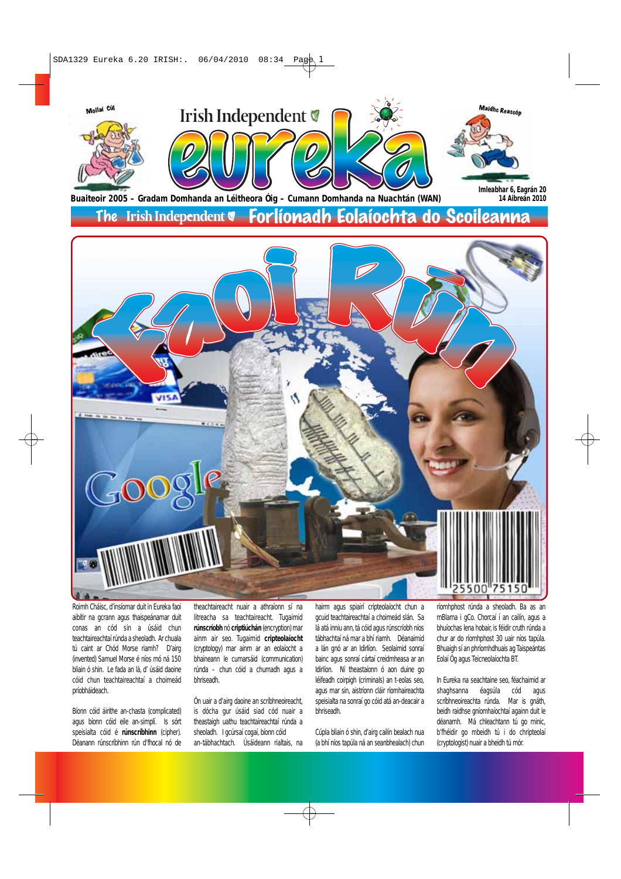Irish Independent

# eureka

Mollaí Cúl

Maidhc Reascóp

Buaiteoir 2005 – Gradam Domhanda an Léitheora Óig – Cumann Domhanda na Nuachtán (WAN)

Imleabhar 6, Eagrán 20
14 Aibreán 2010

## The Irish Independent Forlíonadh Eolaíochta do Scoileanna

# Faoi Rún

Roimh Cháisc, d'insíomar duit in Eureka faoi aibítir na gcrann agus thaispeánamar duit conas an cód sin a úsáid chun teachtaireachtaí rúnda a sheoladh. Ar chuala tú caint ar Chód Morse riamh? D'airg (invented) Samuel Morse é níos mó ná 150 bliain ó shin. Le fada an lá, d' úsáid daoine cóid chun teachtaireachtaí a choimeád príobháideach.

Bíonn cóid áirithe an-chasta (complicated) agus bíonn cóid eile an-simplí. Is sórt speisialta cóid é **rúnscríbhinn** (cipher). Déanann rúnscríbhinn rún d'fhocal nó de theachtaireacht nuair a athraíonn sí na litreacha sa teachtaireacht. Tugaimid **rúnscríobh** nó **criptiúchán** (encryption) mar ainm air seo. Tugaimid **cripteolaíocht** (cryptology) mar ainm ar an eolaíocht a bhaineann le cumarsáid (communication) rúnda – chun cóid a chumadh agus a bhriseadh.

Ón uair a d'airg daoine an scríbhneoireacht, is dócha gur úsáid siad cóid nuair a theastaigh uathu teachtaireachtaí rúnda a sheoladh. I gcúrsaí cogaí, bíonn cóid an-tábhachtach. Úsáideann rialtais, na hairm agus spiairí cripteolaíocht chun a gcuid teachtaireachtaí a choimeád slán. Sa lá atá inniu ann, tá cóid agus rúnscríobh níos tábhachtaí ná mar a bhí riamh. Déanaimid a lán gnó ar an Idirlíon. Seolaimid sonraí bainc agus sonraí cártaí creidmheasa ar an Idirlíon. Ní theastaíonn ó aon duine go léifeadh coirpigh (criminals) an t-eolas seo, agus mar sin, aistríonn cláir ríomhaireachta speisialta na sonraí go cóid atá an-deacair a bhriseadh.

Cúpla bliain ó shin, d'airg cailín bealach nua (a bhí níos tapúla ná an seanbhealach) chun ríomhphost rúnda a sheoladh. Ba as an mBlarna i gCo. Chorcaí í an cailín, agus a bhuíochas lena hobair, is féidir cruth rúnda a chur ar do ríomhphost 30 uair níos tapúla. Bhuaigh sí an phríomhdhuais ag Taispeántas Eolaí Óg agus Teicneolaíochta BT.

In Eureka na seachtaine seo, féachaimid ar shaghsanna éagsúla cód agus scríbhneoireachta rúnda. Mar is gnáth, beidh raidhse gníomhaíochtaí againn duit le déanamh. Má chleachtann tú go minic, b'fhéidir go mbeidh tú i do chripteolaí (cryptologist) nuair a bheidh tú mór.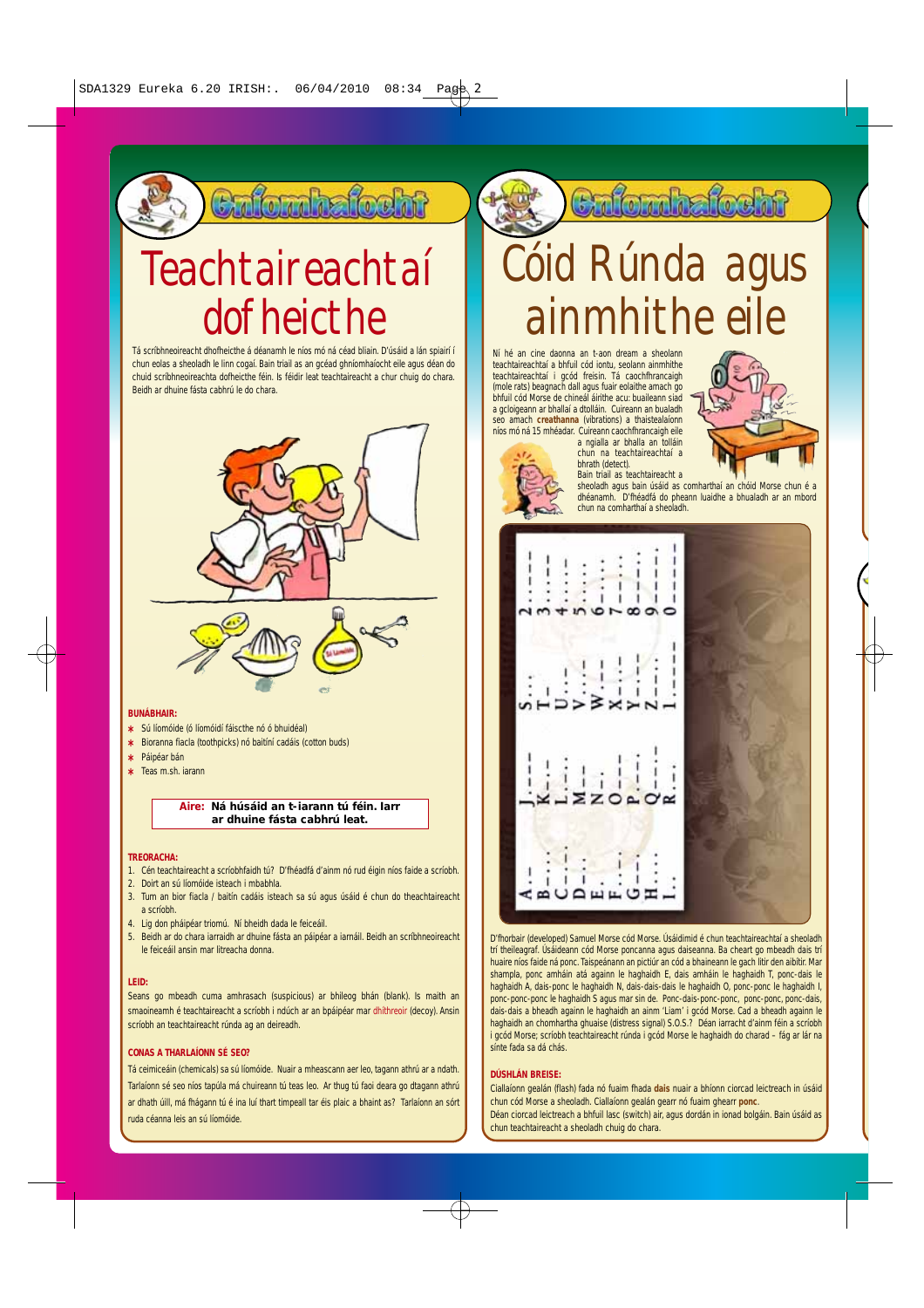## Gníomhaíocht

# Teachtaireachtaí dofheicthe

Tá scríbhneoireacht dhofheicthe á déanamh le níos mó ná céad bliain. D'úsáid a lán spiairí í chun eolas a sheoladh le linn cogaí. Bain triail as an gcéad ghníomhaíocht eile agus déan do chuid scríbhneoireachta dofheicthe féin. Is féidir leat teachtaireacht a chur chuig do chara. Beidh ar dhuine fásta cabhrú le do chara.

**BUNÁBHAIR:**

* Sú líomóide (ó líomóidí fáiscthe nó ó bhuidéal)
* Bioranna fiacla (toothpicks) nó baitíní cadáis (cotton buds)
* Páipéar bán
* Teas m.sh. iarann

**Aire: Ná húsáid an t-iarann tú féin. Iarr ar dhuine fásta cabhrú leat.**

**TREORACHA:**

1. Cén teachtaireacht a scríobhfaidh tú? D'fhéadfá d'ainm nó rud éigin níos faide a scríobh.
2. Doirt an sú líomóide isteach i mbabhla.
3. Tum an bior fiacla / baitín cadáis isteach sa sú agus úsáid é chun do theachtaireacht a scríobh.
4. Lig don pháipéar triomú. Ní bheidh dada le feiceáil.
5. Beidh ar do chara iarraidh ar dhuine fásta an páipéar a iarnáil. Beidh an scríbhneoireacht le feiceáil ansin mar litreacha donna.

**LEID:**

Seans go mbeadh cuma amhrasach (suspicious) ar bhileog bhán (blank). Is maith an smaoineamh é teachtaireacht a scríobh i ndúch ar an bpáipéar mar dhíthreoir (decoy). Ansin scríobh an teachtaireacht rúnda ag an deireadh.

**CONAS A THARLAÍONN SÉ SEO?**

Tá ceimiceáin (chemicals) sa sú líomóide. Nuair a mheascann aer leo, tagann athrú ar a ndath. Tarlaíonn sé seo níos tapúla má chuireann tú teas leo. Ar thug tú faoi deara go dtagann athrú ar dhath úill, má fhágann tú é ina luí thart timpeall tar éis plaic a bhaint as? Tarlaíonn an sórt ruda céanna leis an sú líomóide.

## Gníomhaíocht

# Cóid Rúnda agus ainmhithe eile

Ní hé an cine daonna an t-aon dream a sheolann teachtaireachtaí a bhfuil cód iontu, seolann ainmhithe teachtaireachtaí i gcód freisin. Tá caochfhrancaigh (mole rats) beagnach dall agus fuair eolaithe amach go bhfuil cód Morse de chineál áirithe acu: buaileann siad a gcloigeann ar bhallaí a dtolláin. Cuireann an bualadh seo amach **creathanna** (vibrations) a thaistealaíonn níos mó ná 15 méadar. Cuireann caochfhrancaigh eile a ngialla ar bhalla an tolláin chun na teachtaireachtaí a bhrath (detect).

Bain triail as teachtaireacht a sheoladh agus bain úsáid as comharthaí an chóid Morse chun é a dhéanamh. D'fhéadfá do pheann luaidhe a bhualadh ar an mbord chun na comharthaí a sheoladh.

| | | | |
|---|---|---|---|
| A .- | J .--- | S ... | 2 ..--- |
| B -... | K -.- | T - | 3 ...-- |
| C -.-. | L .-.. | U ..- | 4 ....- |
| D -.. | M -- | V ...- | 5 ..... |
| E . | N -. | W .-- | 6 -.... |
| F ..-. | O --- | X -..- | 7 --... |
| G --. | P .--. | Y -.-- | 8 ---.. |
| H .... | Q --.- | Z --.. | 9 ----. |
| I .. | R .-. | 1 .---- | 0 ----- |

D'fhorbair (developed) Samuel Morse cód Morse. Úsáidimid é chun teachtaireachtaí a sheoladh trí theileagraf. Úsáideann cód Morse poncanna agus daiseanna. Ba cheart go mbeadh dais trí huaire níos faide ná ponc. Taispeánann an pictiúr an cód a bhaineann le gach litir den aibítir. Mar shampla, ponc amháin atá againn le haghaidh E, dais amháin le haghaidh T, ponc-dais le haghaidh A, dais-ponc le haghaidh N, dais-dais-dais le haghaidh O, ponc-ponc le haghaidh I, ponc-ponc-ponc le haghaidh S agus mar sin de. Ponc-dais-ponc-ponc, ponc-ponc, ponc-dais, dais-dais a bheadh againn le haghaidh an ainm 'Liam' i gcód Morse. Cad a bheadh againn le haghaidh an chomhartha ghuaise (distress signal) S.O.S.? Déan iarracht d'ainm féin a scríobh i gcód Morse; scríobh teachtaireacht rúnda i gcód Morse le haghaidh do charad – fág ar lár na sínte fada sa dá chás.

**DÚSHLÁN BREISE:**

Ciallaíonn gealán (flash) fada nó fuaim fhada **dais** nuair a bhíonn ciorcad leictreach in úsáid chun cód Morse a sheoladh. Ciallaíonn gealán gearr nó fuaim ghearr **ponc**.

Déan ciorcad leictreach a bhfuil lasc (switch) air, agus dordán in ionad bolgáin. Bain úsáid as chun teachtaireacht a sheoladh chuig do chara.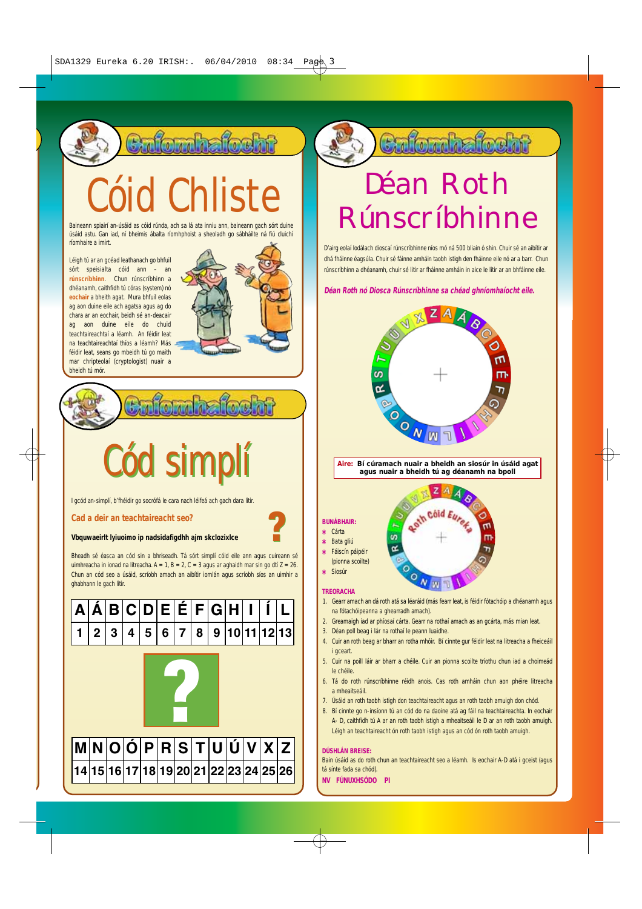## Gníomhaíocht

# Cóid Chliste

Baineann spiairí an-úsáid as cóid rúnda, ach sa lá ata inniu ann, baineann gach sórt duine úsáid astu. Gan iad, ní bheimis ábalta ríomhphoist a sheoladh go sábháilte ná fiú cluichí ríomhaire a imirt.

Léigh tú ar an gcéad leathanach go bhfuil sórt speisialta cóid ann – an **rúnscríbhinn**. Chun rúnscríbhinn a dhéanamh, caithfidh tú córas (system) nó **eochair** a bheith agat. Mura bhfuil eolas ag aon duine eile ach agatsa agus ag do chara ar an eochair, beidh sé an-deacair ag aon duine eile do chuid teachtaireachtaí a léamh. An féidir leat na teachtaireachtaí thíos a léamh? Más féidir leat, seans go mbeidh tú go maith mar chripteolaí (cryptologist) nuair a bheidh tú mór.

## Gníomhaíocht

# Cód simplí

I gcód an-simplí, b'fhéidir go socrófá le cara nach léifeá ach gach dara litir.

**Cad a deir an teachtaireacht seo?**

**Vbquwaeirlt lyiuoimo ip nadsidafigdhh ajm skclozixlce**

Bheadh sé éasca an cód sin a bhriseadh. Tá sórt simplí cóid eile ann agus cuireann sé uimhreacha in ionad na litreacha. A = 1, B = 2, C = 3 agus ar aghaidh mar sin go dtí Z = 26. Chun an cód seo a úsáid, scríobh amach an aibítir iomlán agus scríobh síos an uimhir a ghabhann le gach litir.

| A | Á | B | C | D | E | É | F | G | H | I | Í | L |
|---|---|---|---|---|---|---|---|---|---|---|---|---|
| 1 | 2 | 3 | 4 | 5 | 6 | 7 | 8 | 9 | 10 | 11 | 12 | 13 |

?

| M | N | O | Ó | P | R | S | T | U | Ú | V | X | Z |
|---|---|---|---|---|---|---|---|---|---|---|---|---|
| 14 | 15 | 16 | 17 | 18 | 19 | 20 | 21 | 22 | 23 | 24 | 25 | 26 |

## Gníomhaíocht

# Déan Roth Rúnscríbhinne

D'airg eolaí Iodálach dioscaí rúnscríbhinne níos mó ná 500 bliain ó shin. Chuir sé an aibítir ar dhá fháinne éagsúla. Chuir sé fáinne amháin taobh istigh den fháinne eile nó ar a barr. Chun rúnscríbhinn a dhéanamh, chuir sé litir ar fháinne amháin in aice le litir ar an bhfáinne eile.

***Déan Roth nó Diosca Rúnscríbhinne sa chéad ghníomhaíocht eile.***

**Aire: Bí cúramach nuair a bheidh an siosúr in úsáid agat agus nuair a bheidh tú ag déanamh na bpoll**

Roth Cóid Eureka

**BUNÁBHAIR:**

- Cárta
- Bata gliú
- Fáiscín páipéir (pionna scoilte)
- Siosúr

**TREORACHA**

1. Gearr amach an dá roth atá sa léaráid (más fearr leat, is féidir fótachóip a dhéanamh agus na fótachóipeanna a ghearradh amach).
2. Greamaigh iad ar phíosaí cárta. Gearr na rothaí amach as an gcárta, más mian leat.
3. Déan poll beag i lár na rothaí le peann luaidhe.
4. Cuir an roth beag ar bharr an rotha mhóir. Bí cinnte gur féidir leat na litreacha a fheiceáil i gceart.
5. Cuir na poill láir ar bharr a chéile. Cuir an pionna scoilte tríothu chun iad a choimeád le chéile.
6. Tá do roth rúnscríbhinne réidh anois. Cas roth amháin chun aon phéire litreacha a mheaitseáil.
7. Úsáid an roth taobh istigh don teachtaireacht agus an roth taobh amuigh don chód.
8. Bí cinnte go n-insíonn tú an cód do na daoine atá ag fáil na teachtaireachta. In eochair A- D, caithfidh tú A ar an roth taobh istigh a mheaitseáil le D ar an roth taobh amuigh. Léigh an teachtaireacht ón roth taobh istigh agus an cód ón roth taobh amuigh.

**DÚSHLÁN BREISE:**

Bain úsáid as do roth chun an teachtaireacht seo a léamh. Is eochair A-D atá i gceist (agus tá sínte fada sa chód).

**NV FÚNUXHSÓDO PI**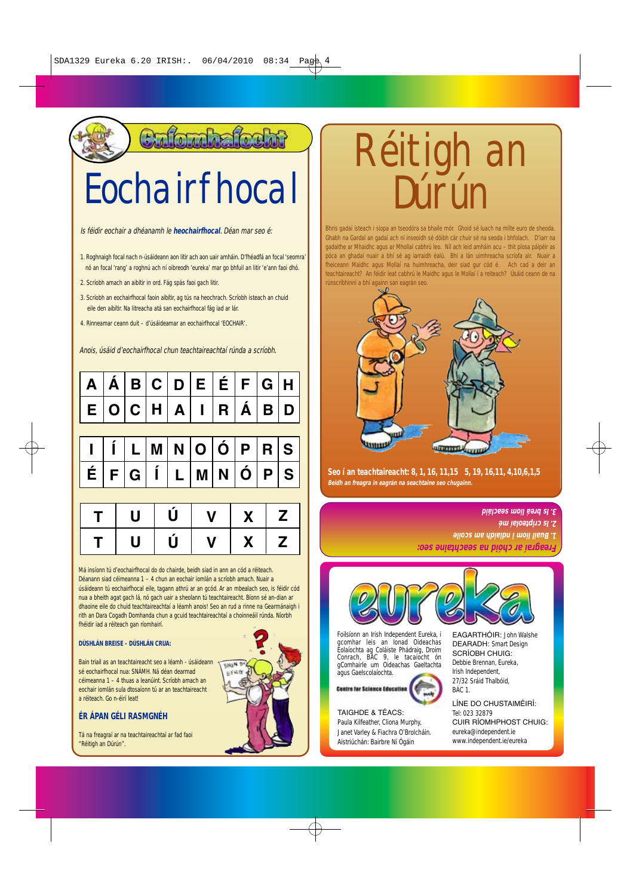## Gníomhaíocht

# Eochairfhocal

*Is féidir eochair a dhéanamh le **heochairfhocal**. Déan mar seo é:*

1. Roghnaigh focal nach n-úsáideann aon litir ach aon uair amháin. D'fhéadfá an focal 'seomra' nó an focal 'rang' a roghnú ach ní oibreodh 'eureka' mar go bhfuil an litir 'e'ann faoi dhó.
2. Scríobh amach an aibítir in ord. Fág spás faoi gach litir.
3. Scríobh an eochairfhocal faoin aibítir, ag tús na heochrach. Scríobh isteach an chuid eile den aibítir. Na litreacha atá san eochairfhocal fág iad ar lár.
4. Rinneamar ceann duit – d'úsáideamar an eochairfhocal 'EOCHAIR'.

*Anois, úsáid d'eochairfhocal chun teachtaireachtaí rúnda a scríobh.*

| | | | | | | | | | |
|---|---|---|---|---|---|---|---|---|---|
| A | Á | B | C | D | E | É | F | G | H |
| E | O | C | H | A | I | R | Á | B | D |

| | | | | | | | | | |
|---|---|---|---|---|---|---|---|---|---|
| I | Í | L | M | N | O | Ó | P | R | S |
| É | F | G | Í | L | M | N | Ó | P | S |

| | | | | | |
|---|---|---|---|---|---|
| T | U | Ú | V | X | Z |
| T | U | Ú | V | X | Z |

Má insíonn tú d'eochairfhocal do do chairde, beidh siad in ann an cód a réiteach. Déanann siad céimeanna 1 – 4 chun an eochair iomlán a scríobh amach. Nuair a úsáideann tú eochairfhocal eile, tagann athrú ar an gcód. Ar an mbealach seo, is féidir cód nua a bheith agat gach lá, nó gach uair a sheolann tú teachtaireacht. Bíonn sé an-dian ar dhaoine eile do chuid teachtaireachtaí a léamh anois! Seo an rud a rinne na Gearmánaigh i rith an Dara Cogadh Domhanda chun a gcuid teachtaireachtaí a choinneáil rúnda. Níorbh fhéidir iad a réiteach gan ríomhairí.

**DÚSHLÁN BREISE - DÚSHLÁN CRUA:**

Bain triail as an teachtaireacht seo a léamh - úsáideann sé eochairfhocal nua: SNÁMH. Ná déan dearmad céimeanna 1 – 4 thuas a leanúint. Scríobh amach an eochair iomlán sula dtosaíonn tú ar an teachtaireacht a réiteach. Go n-éirí leat!

**ÉR ÁPAN GÉLI RASMGNÉH**

Tá na freagraí ar na teachtaireachtaí ar fad faoi "Réitigh an Dúrún".

# Réitigh an Dúrún

Bhris gadaí isteach i siopa an tseodóra sa bhaile mór. Ghoid sé luach na mílte euro de sheoda. Ghabh na Gardaí an gadaí ach ní inseoidh sé dóibh cár chuir sé na seoda i bhfolach. D'iarr na gadaithe ar Mhaidhc agus ar Mhollaí cabhrú leo. Níl ach leid amháin acu – thit píosa páipéir as póca an ghadaí nuair a bhí sé ag iarraidh éalú. Bhí a lán uimhreacha scríofa air. Nuair a fheiceann Maidhc agus Mollaí na huimhreacha, deir siad gur cód é. Ach cad a deir an teachtaireacht? An féidir leat cabhrú le Maidhc agus le Mollaí í a reiteach? Úsáid ceann de na rúnscríbhinní a bhí againn san eagrán seo.

**Seo í an teachtaireacht: 8, 1, 16, 11,15 5, 19, 16,11, 4,10,6,1,5**

***Beidh an freagra in eagrán na seachtaine seo chugainn.***

***Freagraí ar chóid na seachtaine seo:***

***1. Buail liom i ndiaidh na scoile***

***2. Is críptealaí mé***

***3. Is breá liom seacláid***

**eureka**

Foilsíonn an Irish Independent Eureka, i gcomhar leis an Ionad Oideachas Eolaíochta ag Coláiste Phádraig, Droim Conrach, BÁC 9, le tacaíocht ón gComhairle um Oideachas Gaeltachta agus Gaelscolaíochta.

Centre for Science Education

TAIGHDE & TÉACS:
Paula Kilfeather, Cliona Murphy, Janet Varley & Fiachra O'Brolcháin.
Aistriúchán: Bairbre Ní Ógáin

EAGARTHÓIR: John Walshe
DEARADH: Smart Design
SCRÍOBH CHUIG:
Debbie Brennan, Eureka, Irish Independent, 27/32 Sráid Thalbóid, BÁC 1.

LÍNE DO CHUSTAIMÉIRÍ:
Tel: 023 32879
CUIR RÍOMHPHOST CHUIG:
eureka@independent.ie
www.independent.ie/eureka